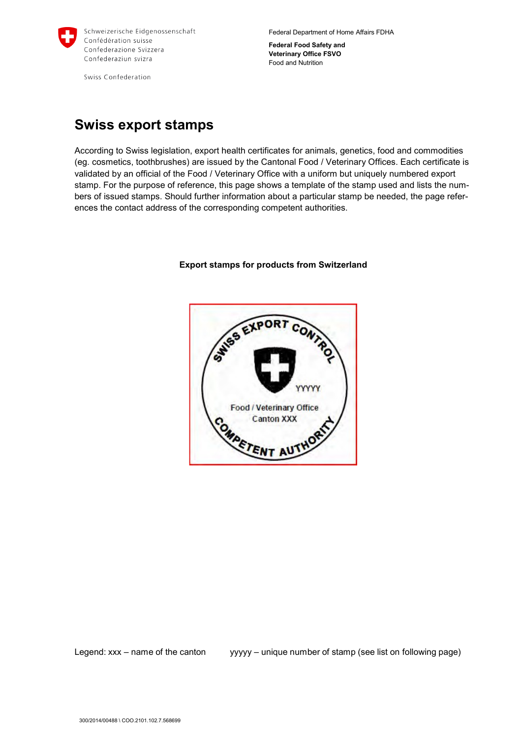Schweizerische Eidgenossenschaft
Confédération suisse
Confederazione Svizzera
Confederaziun svizra

Swiss Confederation

Federal Department of Home Affairs FDHA

**Federal Food Safety and Veterinary Office FSVO**
Food and Nutrition

# Swiss export stamps

According to Swiss legislation, export health certificates for animals, genetics, food and commodities (eg. cosmetics, toothbrushes) are issued by the Cantonal Food / Veterinary Offices. Each certificate is validated by an official of the Food / Veterinary Office with a uniform but uniquely numbered export stamp. For the purpose of reference, this page shows a template of the stamp used and lists the numbers of issued stamps. Should further information about a particular stamp be needed, the page references the contact address of the corresponding competent authorities.

**Export stamps for products from Switzerland**

SWISS EXPORT CONTROL

YYYYY

Food / Veterinary Office
Canton XXX

COMPETENT AUTHORITY

Legend: xxx – name of the canton yyyyy – unique number of stamp (see list on following page)

300/2014/00488 \ COO.2101.102.7.568699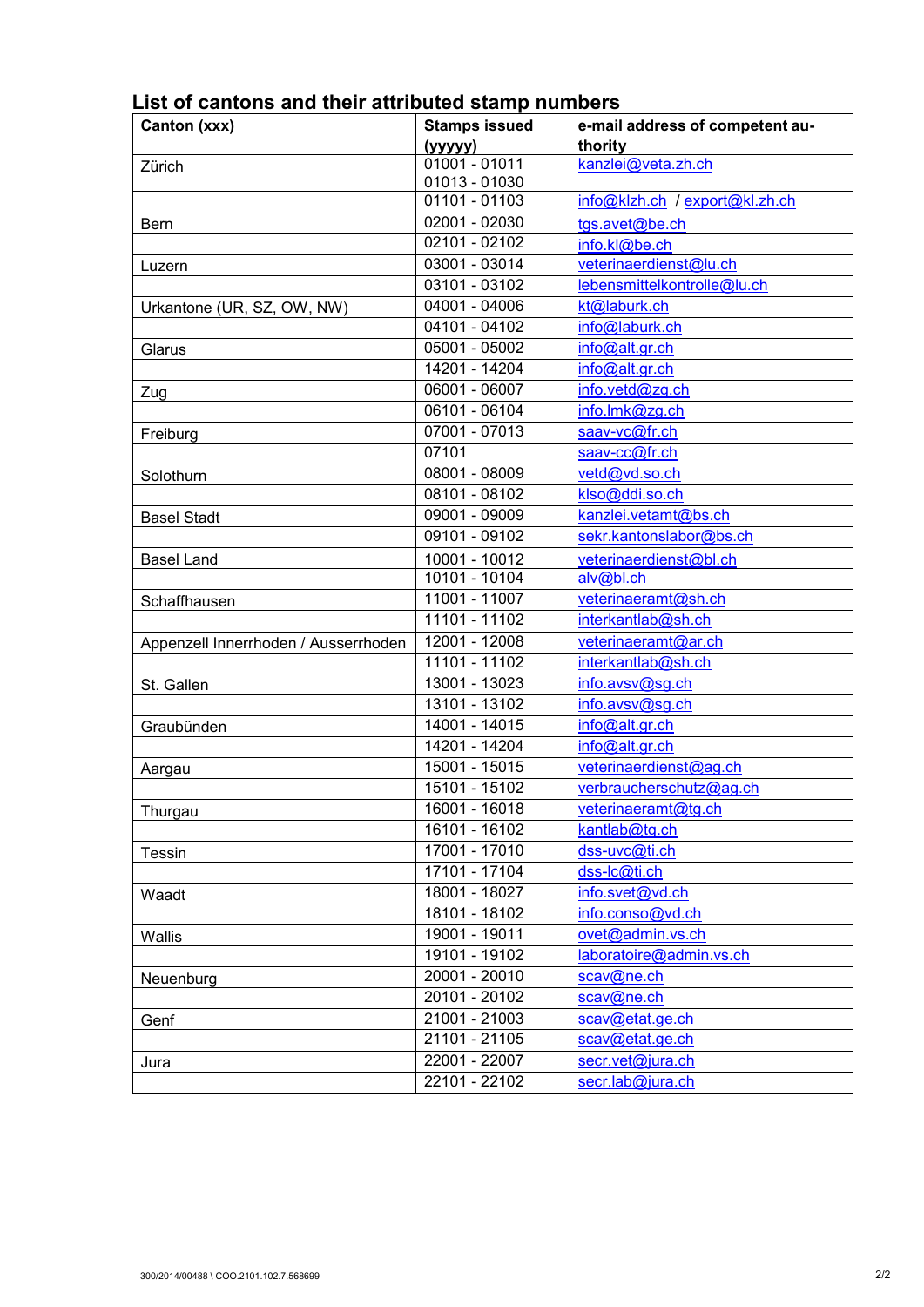## List of cantons and their attributed stamp numbers

| Canton (xxx) | Stamps issued (yyyyy) | e-mail address of competent authority |
|---|---|---|
| Zürich | 01001 - 01011<br>01013 - 01030 | kanzlei@veta.zh.ch |
| | 01101 - 01103 | info@klzh.ch / export@kl.zh.ch |
| Bern | 02001 - 02030 | tgs.avet@be.ch |
| | 02101 - 02102 | info.kl@be.ch |
| Luzern | 03001 - 03014 | veterinaerdienst@lu.ch |
| | 03101 - 03102 | lebensmittelkontrolle@lu.ch |
| Urkantone (UR, SZ, OW, NW) | 04001 - 04006 | kt@laburk.ch |
| | 04101 - 04102 | info@laburk.ch |
| Glarus | 05001 - 05002 | info@alt.gr.ch |
| | 14201 - 14204 | info@alt.gr.ch |
| Zug | 06001 - 06007 | info.vetd@zg.ch |
| | 06101 - 06104 | info.lmk@zg.ch |
| Freiburg | 07001 - 07013 | saav-vc@fr.ch |
| | 07101 | saav-cc@fr.ch |
| Solothurn | 08001 - 08009 | vetd@vd.so.ch |
| | 08101 - 08102 | klso@ddi.so.ch |
| Basel Stadt | 09001 - 09009 | kanzlei.vetamt@bs.ch |
| | 09101 - 09102 | sekr.kantonslabor@bs.ch |
| Basel Land | 10001 - 10012 | veterinaerdienst@bl.ch |
| | 10101 - 10104 | alv@bl.ch |
| Schaffhausen | 11001 - 11007 | veterinaeramt@sh.ch |
| | 11101 - 11102 | interkantlab@sh.ch |
| Appenzell Innerrhoden / Ausserrhoden | 12001 - 12008 | veterinaeramt@ar.ch |
| | 11101 - 11102 | interkantlab@sh.ch |
| St. Gallen | 13001 - 13023 | info.avsv@sg.ch |
| | 13101 - 13102 | info.avsv@sg.ch |
| Graubünden | 14001 - 14015 | info@alt.gr.ch |
| | 14201 - 14204 | info@alt.gr.ch |
| Aargau | 15001 - 15015 | veterinaerdienst@ag.ch |
| | 15101 - 15102 | verbraucherschutz@ag.ch |
| Thurgau | 16001 - 16018 | veterinaeramt@tg.ch |
| | 16101 - 16102 | kantlab@tg.ch |
| Tessin | 17001 - 17010 | dss-uvc@ti.ch |
| | 17101 - 17104 | dss-lc@ti.ch |
| Waadt | 18001 - 18027 | info.svet@vd.ch |
| | 18101 - 18102 | info.conso@vd.ch |
| Wallis | 19001 - 19011 | ovet@admin.vs.ch |
| | 19101 - 19102 | laboratoire@admin.vs.ch |
| Neuenburg | 20001 - 20010 | scav@ne.ch |
| | 20101 - 20102 | scav@ne.ch |
| Genf | 21001 - 21003 | scav@etat.ge.ch |
| | 21101 - 21105 | scav@etat.ge.ch |
| Jura | 22001 - 22007 | secr.vet@jura.ch |
| | 22101 - 22102 | secr.lab@jura.ch |

300/2014/00488 \ COO.2101.102.7.568699